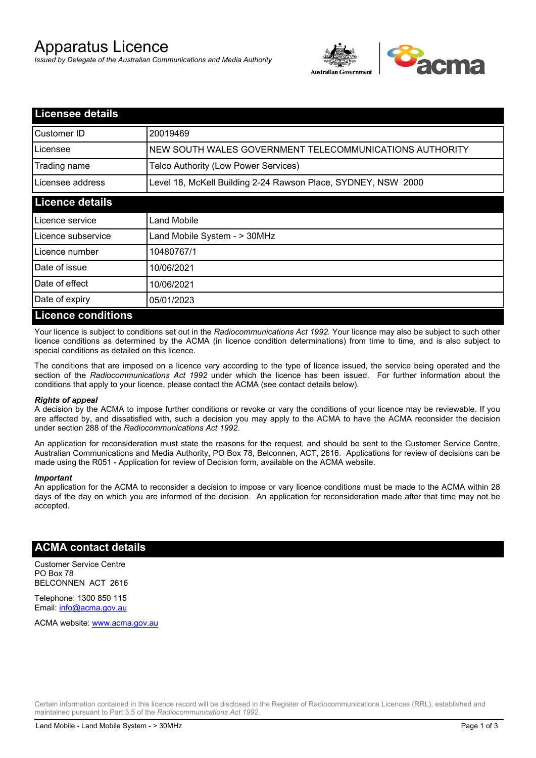# Apparatus Licence

*Issued by Delegate of the Australian Communications and Media Authority*

## Licensee details

| | |
|---|---|
| Customer ID | 20019469 |
| Licensee | NEW SOUTH WALES GOVERNMENT TELECOMMUNICATIONS AUTHORITY |
| Trading name | Telco Authority (Low Power Services) |
| Licensee address | Level 18, McKell Building 2-24 Rawson Place, SYDNEY, NSW 2000 |

## Licence details

| | |
|---|---|
| Licence service | Land Mobile |
| Licence subservice | Land Mobile System - > 30MHz |
| Licence number | 10480767/1 |
| Date of issue | 10/06/2021 |
| Date of effect | 10/06/2021 |
| Date of expiry | 05/01/2023 |

## Licence conditions

Your licence is subject to conditions set out in the *Radiocommunications Act 1992*. Your licence may also be subject to such other licence conditions as determined by the ACMA (in licence condition determinations) from time to time, and is also subject to special conditions as detailed on this licence.

The conditions that are imposed on a licence vary according to the type of licence issued, the service being operated and the section of the *Radiocommunications Act 1992* under which the licence has been issued. For further information about the conditions that apply to your licence, please contact the ACMA (see contact details below).

***Rights of appeal***

A decision by the ACMA to impose further conditions or revoke or vary the conditions of your licence may be reviewable. If you are affected by, and dissatisfied with, such a decision you may apply to the ACMA to have the ACMA reconsider the decision under section 288 of the *Radiocommunications Act 1992*.

An application for reconsideration must state the reasons for the request, and should be sent to the Customer Service Centre, Australian Communications and Media Authority, PO Box 78, Belconnen, ACT, 2616. Applications for review of decisions can be made using the R051 - Application for review of Decision form, available on the ACMA website.

***Important***

An application for the ACMA to reconsider a decision to impose or vary licence conditions must be made to the ACMA within 28 days of the day on which you are informed of the decision. An application for reconsideration made after that time may not be accepted.

## ACMA contact details

Customer Service Centre
PO Box 78
BELCONNEN ACT 2616

Telephone: 1300 850 115
Email: info@acma.gov.au

ACMA website: www.acma.gov.au

Certain information contained in this licence record will be disclosed in the Register of Radiocommunications Licences (RRL), established and maintained pursuant to Part 3.5 of the *Radiocommunications Act 1992.*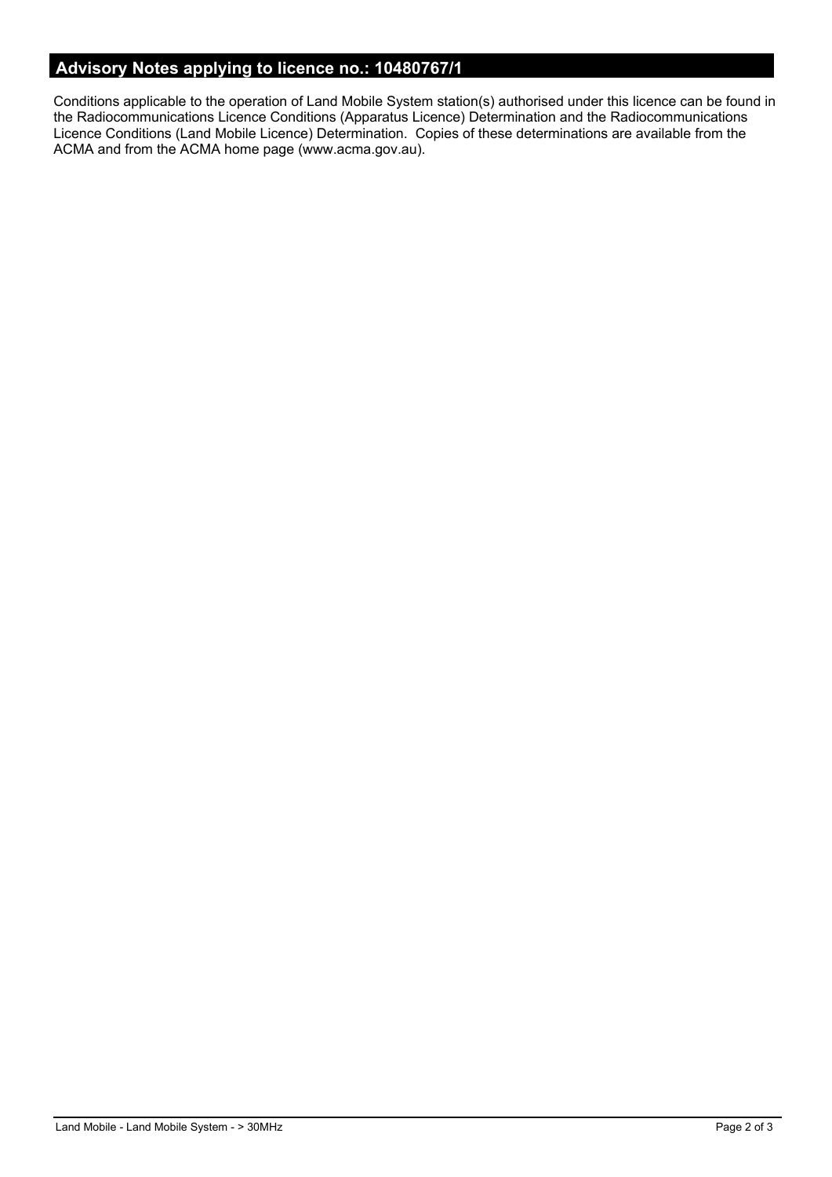## Advisory Notes applying to licence no.: 10480767/1

Conditions applicable to the operation of Land Mobile System station(s) authorised under this licence can be found in the Radiocommunications Licence Conditions (Apparatus Licence) Determination and the Radiocommunications Licence Conditions (Land Mobile Licence) Determination. Copies of these determinations are available from the ACMA and from the ACMA home page (www.acma.gov.au).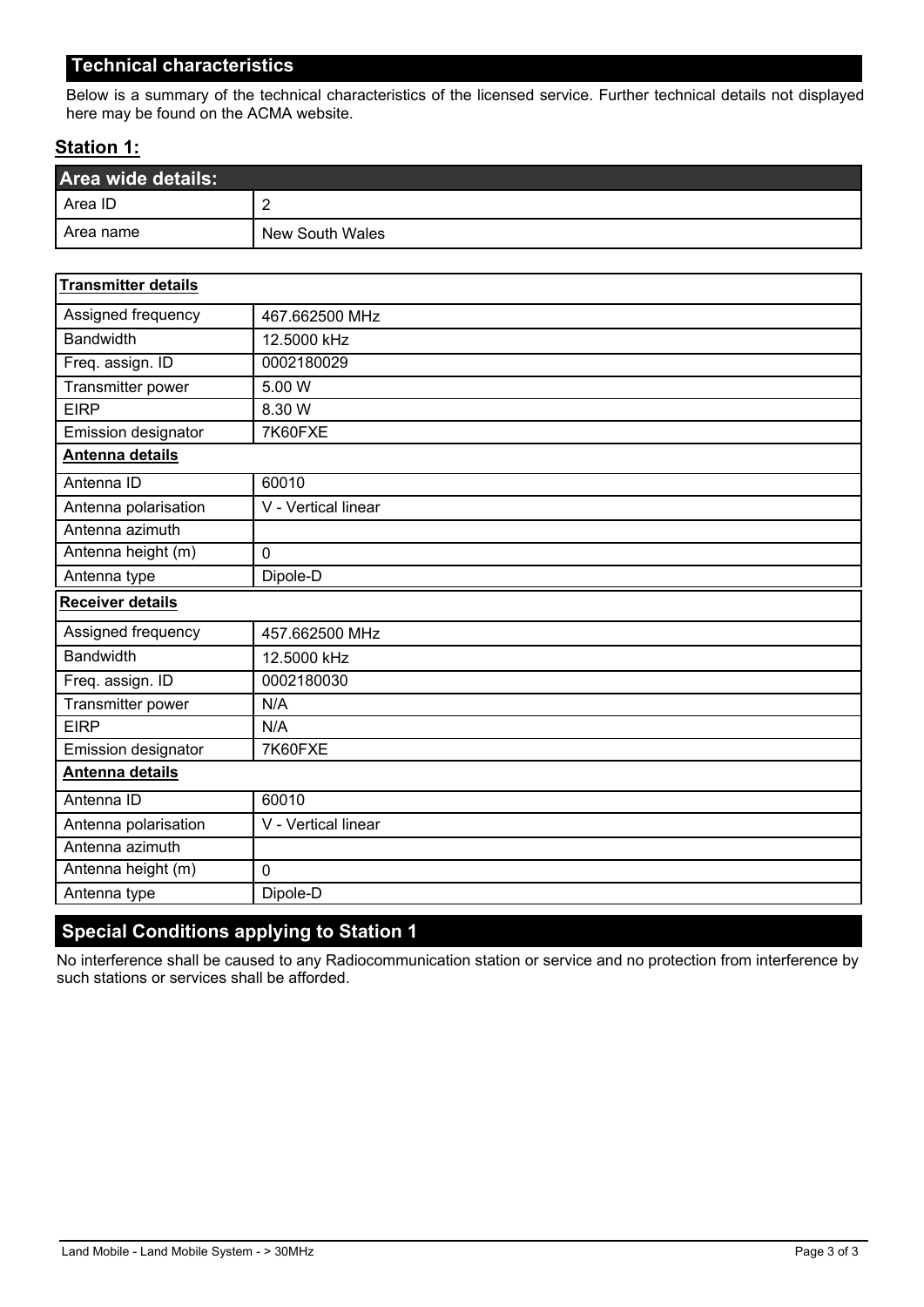## Technical characteristics

Below is a summary of the technical characteristics of the licensed service. Further technical details not displayed here may be found on the ACMA website.

### Station 1:

| Area wide details: | |
|---|---|
| Area ID | 2 |
| Area name | New South Wales |

| **Transmitter details** | |
|---|---|
| Assigned frequency | 467.662500 MHz |
| Bandwidth | 12.5000 kHz |
| Freq. assign. ID | 0002180029 |
| Transmitter power | 5.00 W |
| EIRP | 8.30 W |
| Emission designator | 7K60FXE |
| **Antenna details** | |
| Antenna ID | 60010 |
| Antenna polarisation | V - Vertical linear |
| Antenna azimuth | |
| Antenna height (m) | 0 |
| Antenna type | Dipole-D |

| **Receiver details** | |
|---|---|
| Assigned frequency | 457.662500 MHz |
| Bandwidth | 12.5000 kHz |
| Freq. assign. ID | 0002180030 |
| Transmitter power | N/A |
| EIRP | N/A |
| Emission designator | 7K60FXE |
| **Antenna details** | |
| Antenna ID | 60010 |
| Antenna polarisation | V - Vertical linear |
| Antenna azimuth | |
| Antenna height (m) | 0 |
| Antenna type | Dipole-D |

## Special Conditions applying to Station 1

No interference shall be caused to any Radiocommunication station or service and no protection from interference by such stations or services shall be afforded.